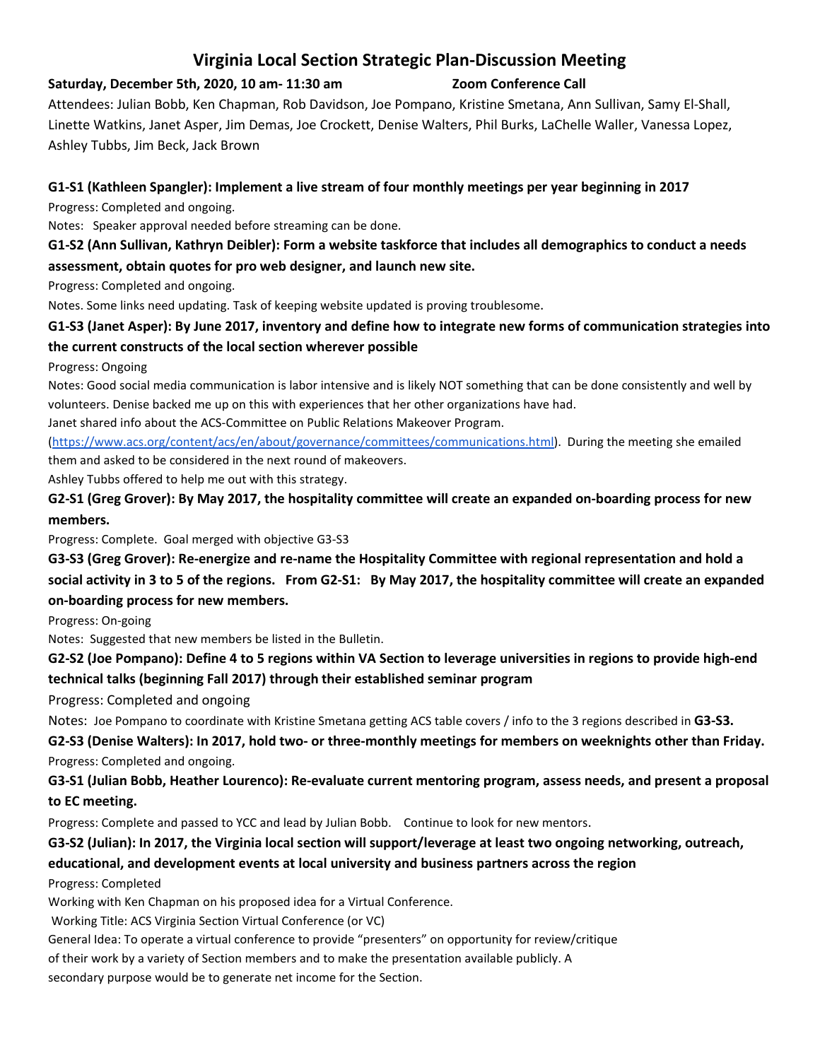# Virginia Local Section Strategic Plan-Discussion Meeting

**Saturday, December 5th, 2020, 10 am- 11:30 am** **Zoom Conference Call**

Attendees: Julian Bobb, Ken Chapman, Rob Davidson, Joe Pompano, Kristine Smetana, Ann Sullivan, Samy El-Shall, Linette Watkins, Janet Asper, Jim Demas, Joe Crockett, Denise Walters, Phil Burks, LaChelle Waller, Vanessa Lopez, Ashley Tubbs, Jim Beck, Jack Brown

**G1-S1 (Kathleen Spangler): Implement a live stream of four monthly meetings per year beginning in 2017**

Progress: Completed and ongoing.

Notes: Speaker approval needed before streaming can be done.

**G1-S2 (Ann Sullivan, Kathryn Deibler): Form a website taskforce that includes all demographics to conduct a needs assessment, obtain quotes for pro web designer, and launch new site.**

Progress: Completed and ongoing.

Notes. Some links need updating. Task of keeping website updated is proving troublesome.

**G1-S3 (Janet Asper): By June 2017, inventory and define how to integrate new forms of communication strategies into the current constructs of the local section wherever possible**

Progress: Ongoing

Notes: Good social media communication is labor intensive and is likely NOT something that can be done consistently and well by volunteers. Denise backed me up on this with experiences that her other organizations have had.

Janet shared info about the ACS-Committee on Public Relations Makeover Program. (https://www.acs.org/content/acs/en/about/governance/committees/communications.html). During the meeting she emailed them and asked to be considered in the next round of makeovers.

Ashley Tubbs offered to help me out with this strategy.

**G2-S1 (Greg Grover): By May 2017, the hospitality committee will create an expanded on-boarding process for new members.**

Progress: Complete. Goal merged with objective G3-S3

**G3-S3 (Greg Grover): Re-energize and re-name the Hospitality Committee with regional representation and hold a social activity in 3 to 5 of the regions. From G2-S1: By May 2017, the hospitality committee will create an expanded on-boarding process for new members.**

Progress: On-going

Notes: Suggested that new members be listed in the Bulletin.

**G2-S2 (Joe Pompano): Define 4 to 5 regions within VA Section to leverage universities in regions to provide high-end technical talks (beginning Fall 2017) through their established seminar program**

Progress: Completed and ongoing

Notes: Joe Pompano to coordinate with Kristine Smetana getting ACS table covers / info to the 3 regions described in **G3-S3.**

**G2-S3 (Denise Walters): In 2017, hold two- or three-monthly meetings for members on weeknights other than Friday.**

Progress: Completed and ongoing.

**G3-S1 (Julian Bobb, Heather Lourenco): Re-evaluate current mentoring program, assess needs, and present a proposal to EC meeting.**

Progress: Complete and passed to YCC and lead by Julian Bobb. Continue to look for new mentors.

**G3-S2 (Julian): In 2017, the Virginia local section will support/leverage at least two ongoing networking, outreach, educational, and development events at local university and business partners across the region**

Progress: Completed

Working with Ken Chapman on his proposed idea for a Virtual Conference.

Working Title: ACS Virginia Section Virtual Conference (or VC)

General Idea: To operate a virtual conference to provide "presenters" on opportunity for review/critique of their work by a variety of Section members and to make the presentation available publicly. A secondary purpose would be to generate net income for the Section.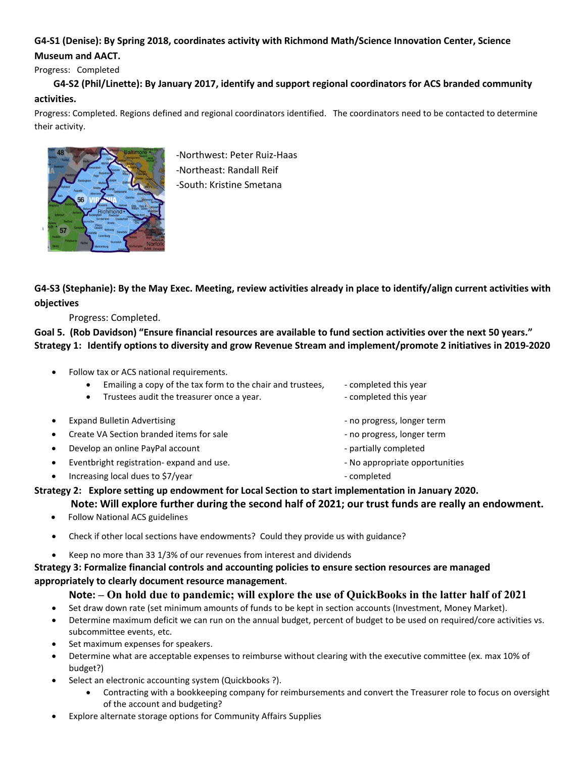**G4-S1 (Denise): By Spring 2018, coordinates activity with Richmond Math/Science Innovation Center, Science Museum and AACT.**

Progress: Completed

**G4-S2 (Phil/Linette): By January 2017, identify and support regional coordinators for ACS branded community activities.**

Progress: Completed. Regions defined and regional coordinators identified. The coordinators need to be contacted to determine their activity.

-Northwest: Peter Ruiz-Haas
-Northeast: Randall Reif
-South: Kristine Smetana

**G4-S3 (Stephanie): By the May Exec. Meeting, review activities already in place to identify/align current activities with objectives**

Progress: Completed.

**Goal 5. (Rob Davidson) "Ensure financial resources are available to fund section activities over the next 50 years."**
**Strategy 1: Identify options to diversity and grow Revenue Stream and implement/promote 2 initiatives in 2019-2020**

- Follow tax or ACS national requirements.
  - Emailing a copy of the tax form to the chair and trustees, - completed this year
  - Trustees audit the treasurer once a year. - completed this year
- Expand Bulletin Advertising - no progress, longer term
- Create VA Section branded items for sale - no progress, longer term
- Develop an online PayPal account - partially completed
- Eventbright registration- expand and use. - No appropriate opportunities
- Increasing local dues to $7/year - completed

**Strategy 2: Explore setting up endowment for Local Section to start implementation in January 2020.**

**Note: Will explore further during the second half of 2021; our trust funds are really an endowment.**

- Follow National ACS guidelines
- Check if other local sections have endowments? Could they provide us with guidance?
- Keep no more than 33 1/3% of our revenues from interest and dividends

**Strategy 3: Formalize financial controls and accounting policies to ensure section resources are managed appropriately to clearly document resource management**.

**Note: – On hold due to pandemic; will explore the use of QuickBooks in the latter half of 2021**

- Set draw down rate (set minimum amounts of funds to be kept in section accounts (Investment, Money Market).
- Determine maximum deficit we can run on the annual budget, percent of budget to be used on required/core activities vs. subcommittee events, etc.
- Set maximum expenses for speakers.
- Determine what are acceptable expenses to reimburse without clearing with the executive committee (ex. max 10% of budget?)
- Select an electronic accounting system (Quickbooks ?).
  - Contracting with a bookkeeping company for reimbursements and convert the Treasurer role to focus on oversight of the account and budgeting?
- Explore alternate storage options for Community Affairs Supplies